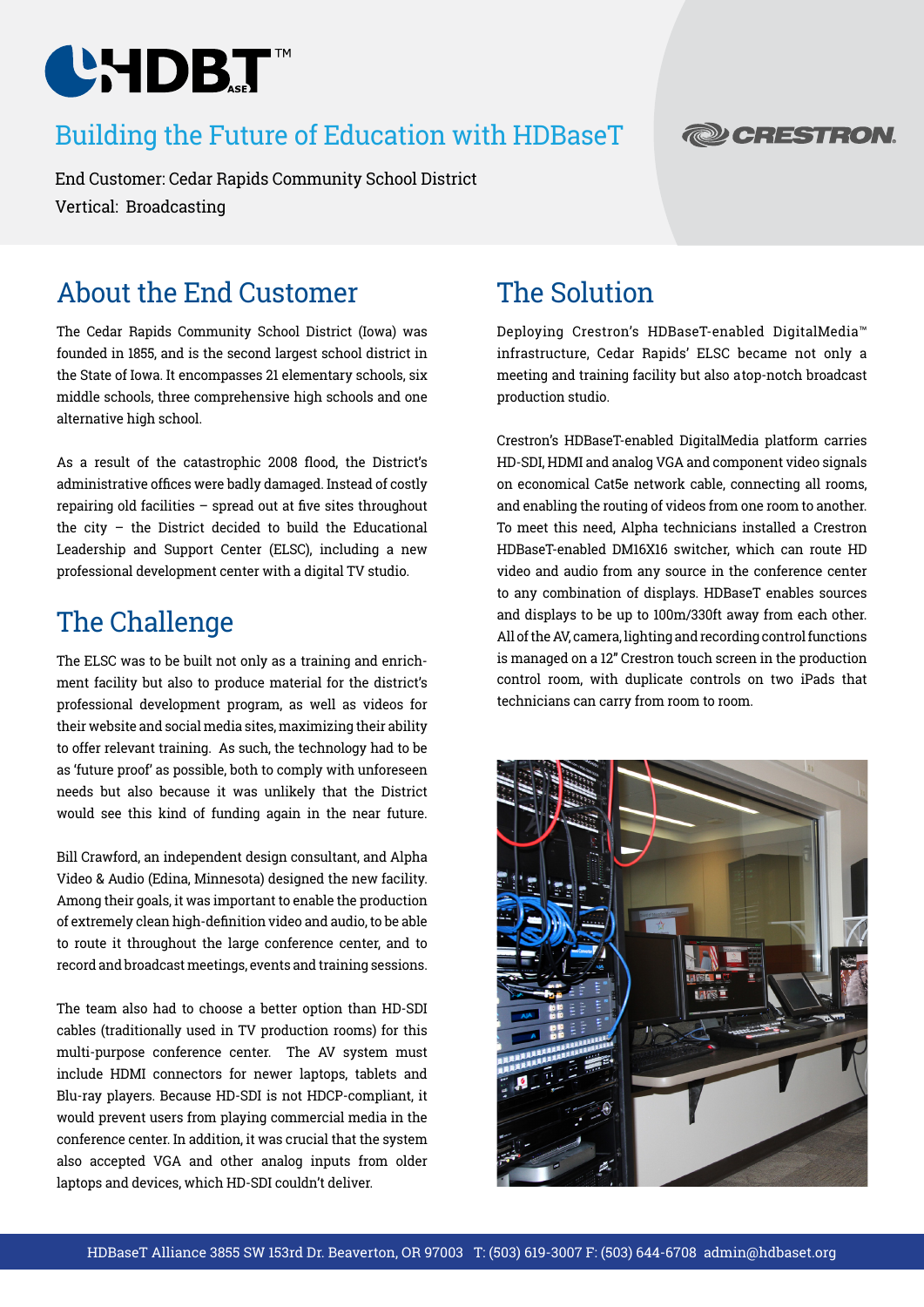# Building the Future of Education with HDBaseT

End Customer: Cedar Rapids Community School District

Vertical: Broadcasting

## About the End Customer

The Cedar Rapids Community School District (Iowa) was founded in 1855, and is the second largest school district in the State of Iowa. It encompasses 21 elementary schools, six middle schools, three comprehensive high schools and one alternative high school.

As a result of the catastrophic 2008 flood, the District's administrative offices were badly damaged. Instead of costly repairing old facilities – spread out at five sites throughout the city – the District decided to build the Educational Leadership and Support Center (ELSC), including a new professional development center with a digital TV studio.

## The Challenge

The ELSC was to be built not only as a training and enrichment facility but also to produce material for the district's professional development program, as well as videos for their website and social media sites, maximizing their ability to offer relevant training. As such, the technology had to be as 'future proof' as possible, both to comply with unforeseen needs but also because it was unlikely that the District would see this kind of funding again in the near future.

Bill Crawford, an independent design consultant, and Alpha Video & Audio (Edina, Minnesota) designed the new facility. Among their goals, it was important to enable the production of extremely clean high-definition video and audio, to be able to route it throughout the large conference center, and to record and broadcast meetings, events and training sessions.

The team also had to choose a better option than HD-SDI cables (traditionally used in TV production rooms) for this multi-purpose conference center. The AV system must include HDMI connectors for newer laptops, tablets and Blu-ray players. Because HD-SDI is not HDCP-compliant, it would prevent users from playing commercial media in the conference center. In addition, it was crucial that the system also accepted VGA and other analog inputs from older laptops and devices, which HD-SDI couldn't deliver.

## The Solution

Deploying Crestron's HDBaseT-enabled DigitalMedia™ infrastructure, Cedar Rapids' ELSC became not only a meeting and training facility but also atop-notch broadcast production studio.

Crestron's HDBaseT-enabled DigitalMedia platform carries HD-SDI, HDMI and analog VGA and component video signals on economical Cat5e network cable, connecting all rooms, and enabling the routing of videos from one room to another. To meet this need, Alpha technicians installed a Crestron HDBaseT-enabled DM16X16 switcher, which can route HD video and audio from any source in the conference center to any combination of displays. HDBaseT enables sources and displays to be up to 100m/330ft away from each other. All of the AV, camera, lighting and recording control functions is managed on a 12" Crestron touch screen in the production control room, with duplicate controls on two iPads that technicians can carry from room to room.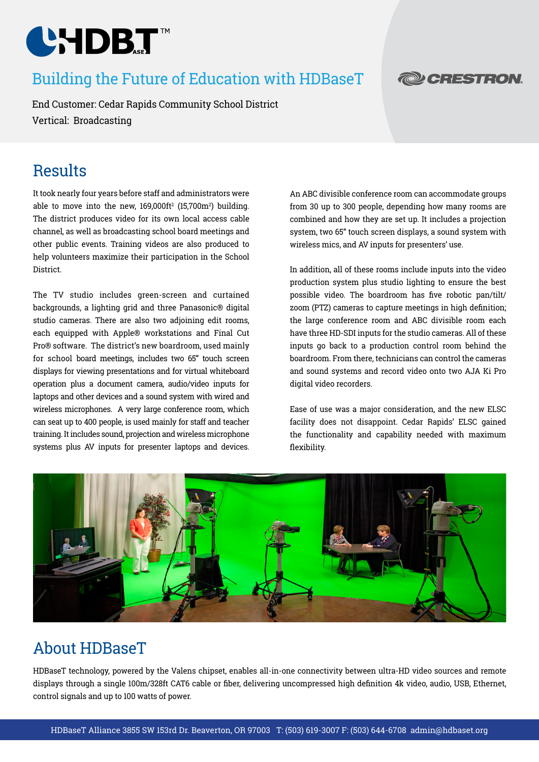# Building the Future of Education with HDBaseT

End Customer: Cedar Rapids Community School District

Vertical: Broadcasting

## Results

It took nearly four years before staff and administrators were able to move into the new, 169,000ft$^2$ (15,700m$^2$) building. The district produces video for its own local access cable channel, as well as broadcasting school board meetings and other public events. Training videos are also produced to help volunteers maximize their participation in the School District.

The TV studio includes green-screen and curtained backgrounds, a lighting grid and three Panasonic® digital studio cameras. There are also two adjoining edit rooms, each equipped with Apple® workstations and Final Cut Pro® software. The district's new boardroom, used mainly for school board meetings, includes two 65" touch screen displays for viewing presentations and for virtual whiteboard operation plus a document camera, audio/video inputs for laptops and other devices and a sound system with wired and wireless microphones. A very large conference room, which can seat up to 400 people, is used mainly for staff and teacher training. It includes sound, projection and wireless microphone systems plus AV inputs for presenter laptops and devices.

An ABC divisible conference room can accommodate groups from 30 up to 300 people, depending how many rooms are combined and how they are set up. It includes a projection system, two 65" touch screen displays, a sound system with wireless mics, and AV inputs for presenters' use.

In addition, all of these rooms include inputs into the video production system plus studio lighting to ensure the best possible video. The boardroom has five robotic pan/tilt/zoom (PTZ) cameras to capture meetings in high definition; the large conference room and ABC divisible room each have three HD-SDI inputs for the studio cameras. All of these inputs go back to a production control room behind the boardroom. From there, technicians can control the cameras and sound systems and record video onto two AJA Ki Pro digital video recorders.

Ease of use was a major consideration, and the new ELSC facility does not disappoint. Cedar Rapids' ELSC gained the functionality and capability needed with maximum flexibility.

## About HDBaseT

HDBaseT technology, powered by the Valens chipset, enables all-in-one connectivity between ultra-HD video sources and remote displays through a single 100m/328ft CAT6 cable or fiber, delivering uncompressed high definition 4k video, audio, USB, Ethernet, control signals and up to 100 watts of power.

HDBaseT Alliance 3855 SW 153rd Dr. Beaverton, OR 97003 T: (503) 619-3007 F: (503) 644-6708 admin@hdbaset.org